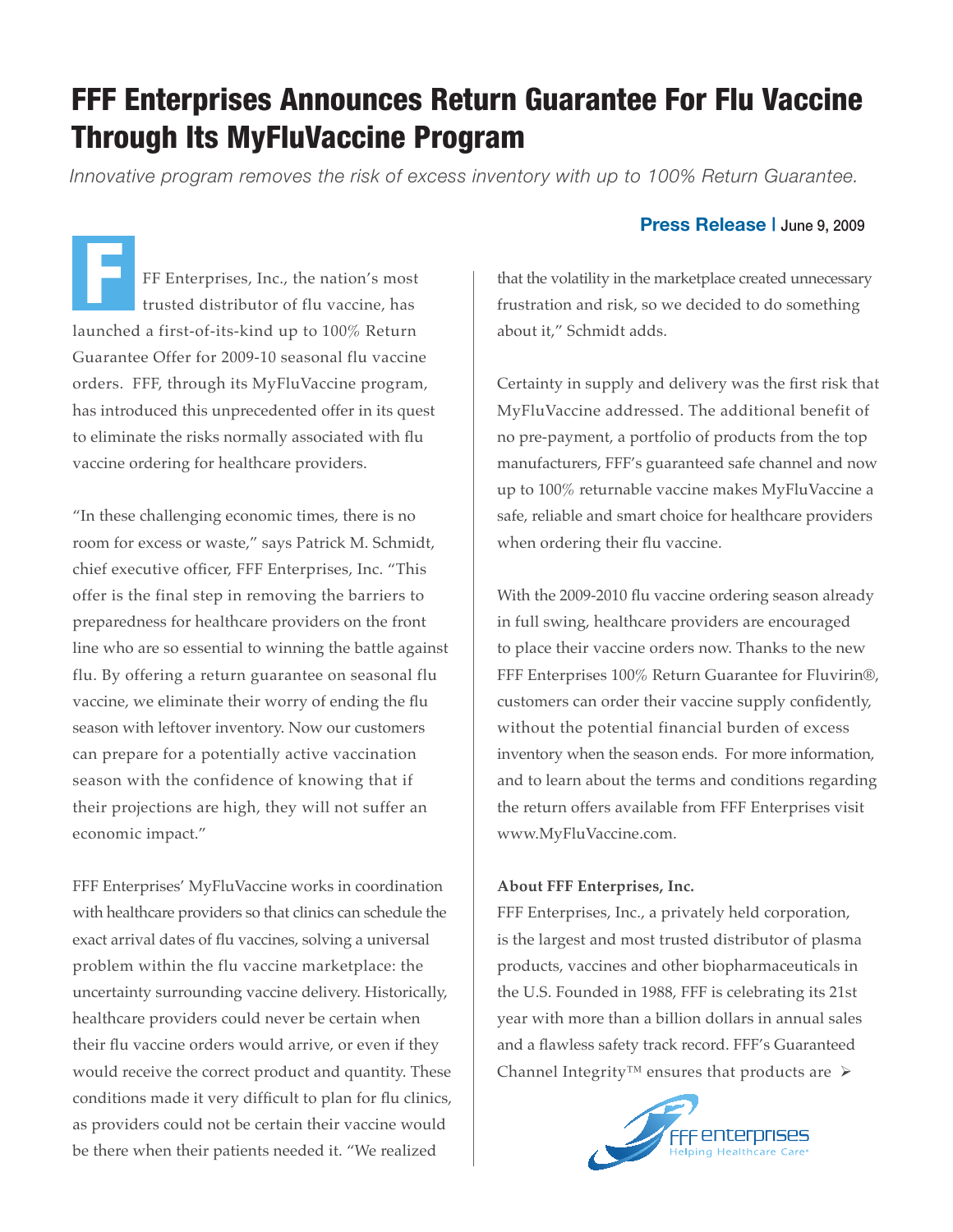# FFF Enterprises Announces Return Guarantee For Flu Vaccine Through Its MyFluVaccine Program

*Innovative program removes the risk of excess inventory with up to 100% Return Guarantee.*

**Press Release** | June 9, 2009

FFF Enterprises, Inc., the nation's most trusted distributor of flu vaccine, has launched a first-of-its-kind up to 100% Return Guarantee Offer for 2009-10 seasonal flu vaccine orders. FFF, through its MyFluVaccine program, has introduced this unprecedented offer in its quest to eliminate the risks normally associated with flu vaccine ordering for healthcare providers.

"In these challenging economic times, there is no room for excess or waste," says Patrick M. Schmidt, chief executive officer, FFF Enterprises, Inc. "This offer is the final step in removing the barriers to preparedness for healthcare providers on the front line who are so essential to winning the battle against flu. By offering a return guarantee on seasonal flu vaccine, we eliminate their worry of ending the flu season with leftover inventory. Now our customers can prepare for a potentially active vaccination season with the confidence of knowing that if their projections are high, they will not suffer an economic impact."

FFF Enterprises' MyFluVaccine works in coordination with healthcare providers so that clinics can schedule the exact arrival dates of flu vaccines, solving a universal problem within the flu vaccine marketplace: the uncertainty surrounding vaccine delivery. Historically, healthcare providers could never be certain when their flu vaccine orders would arrive, or even if they would receive the correct product and quantity. These conditions made it very difficult to plan for flu clinics, as providers could not be certain their vaccine would be there when their patients needed it. "We realized that the volatility in the marketplace created unnecessary frustration and risk, so we decided to do something about it," Schmidt adds.

Certainty in supply and delivery was the first risk that MyFluVaccine addressed. The additional benefit of no pre-payment, a portfolio of products from the top manufacturers, FFF's guaranteed safe channel and now up to 100% returnable vaccine makes MyFluVaccine a safe, reliable and smart choice for healthcare providers when ordering their flu vaccine.

With the 2009-2010 flu vaccine ordering season already in full swing, healthcare providers are encouraged to place their vaccine orders now. Thanks to the new FFF Enterprises 100% Return Guarantee for Fluvirin®, customers can order their vaccine supply confidently, without the potential financial burden of excess inventory when the season ends. For more information, and to learn about the terms and conditions regarding the return offers available from FFF Enterprises visit www.MyFluVaccine.com.

**About FFF Enterprises, Inc.**

FFF Enterprises, Inc., a privately held corporation, is the largest and most trusted distributor of plasma products, vaccines and other biopharmaceuticals in the U.S. Founded in 1988, FFF is celebrating its 21st year with more than a billion dollars in annual sales and a flawless safety track record. FFF's Guaranteed Channel Integrity™ ensures that products are ➢

FFF enterprises
Helping Healthcare Care®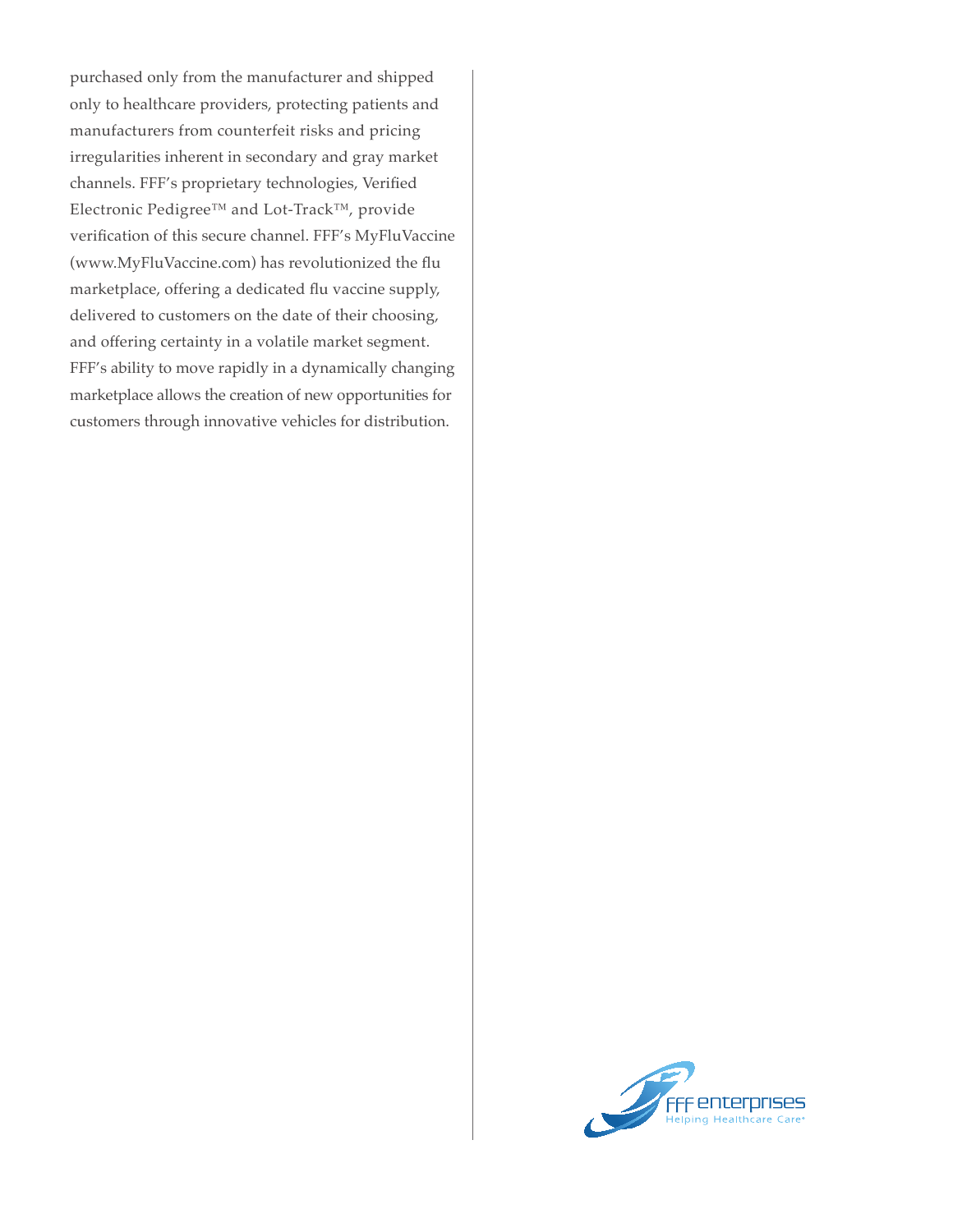purchased only from the manufacturer and shipped only to healthcare providers, protecting patients and manufacturers from counterfeit risks and pricing irregularities inherent in secondary and gray market channels. FFF's proprietary technologies, Verified Electronic Pedigree™ and Lot-Track™, provide verification of this secure channel. FFF's MyFluVaccine (www.MyFluVaccine.com) has revolutionized the flu marketplace, offering a dedicated flu vaccine supply, delivered to customers on the date of their choosing, and offering certainty in a volatile market segment. FFF's ability to move rapidly in a dynamically changing marketplace allows the creation of new opportunities for customers through innovative vehicles for distribution.

FFF enterprises
Helping Healthcare Care®